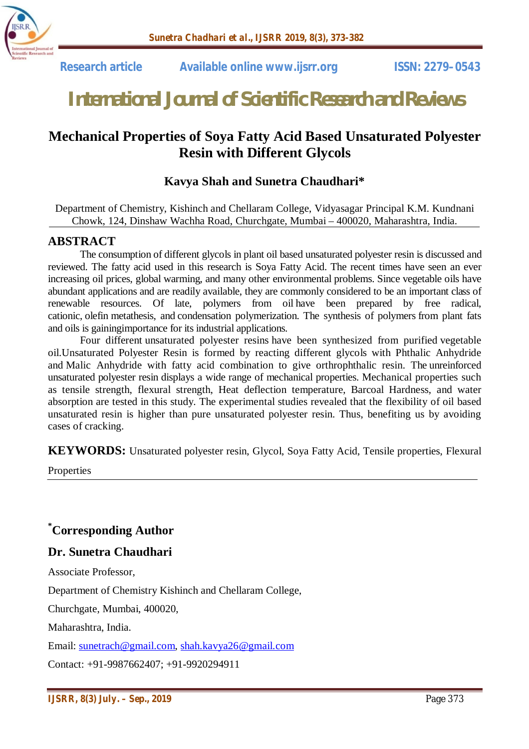Research article Available online www.ijsrr.org ISSN: 2279–0543

# International Journal of Scientific Research and Reviews

## Mechanical Properties of Soya Fatty Acid Based Unsaturated Polyester Resin with Different Glycols

**Kavya Shah and Sunetra Chaudhari***

Department of Chemistry, Kishinch and Chellaram College, Vidyasagar Principal K.M. Kundnani Chowk, 124, Dinshaw Wachha Road, Churchgate, Mumbai – 400020, Maharashtra, India.

## ABSTRACT

The consumption of different glycols in plant oil based unsaturated polyester resin is discussed and reviewed. The fatty acid used in this research is Soya Fatty Acid. The recent times have seen an ever increasing oil prices, global warming, and many other environmental problems. Since vegetable oils have abundant applications and are readily available, they are commonly considered to be an important class of renewable resources. Of late, polymers from oil have been prepared by free radical, cationic, olefin metathesis, and condensation polymerization. The synthesis of polymers from plant fats and oils is gainingimportance for its industrial applications.

Four different unsaturated polyester resins have been synthesized from purified vegetable oil.Unsaturated Polyester Resin is formed by reacting different glycols with Phthalic Anhydride and Malic Anhydride with fatty acid combination to give orthrophthalic resin. The unreinforced unsaturated polyester resin displays a wide range of mechanical properties. Mechanical properties such as tensile strength, flexural strength, Heat deflection temperature, Barcoal Hardness, and water absorption are tested in this study. The experimental studies revealed that the flexibility of oil based unsaturated resin is higher than pure unsaturated polyester resin. Thus, benefiting us by avoiding cases of cracking.

**KEYWORDS:** Unsaturated polyester resin, Glycol, Soya Fatty Acid, Tensile properties, Flexural Properties

**[*]Corresponding Author**

**Dr. Sunetra Chaudhari**

Associate Professor,

Department of Chemistry Kishinch and Chellaram College,

Churchgate, Mumbai, 400020,

Maharashtra, India.

Email: sunetrach@gmail.com, shah.kavya26@gmail.com

Contact: +91-9987662407; +91-9920294911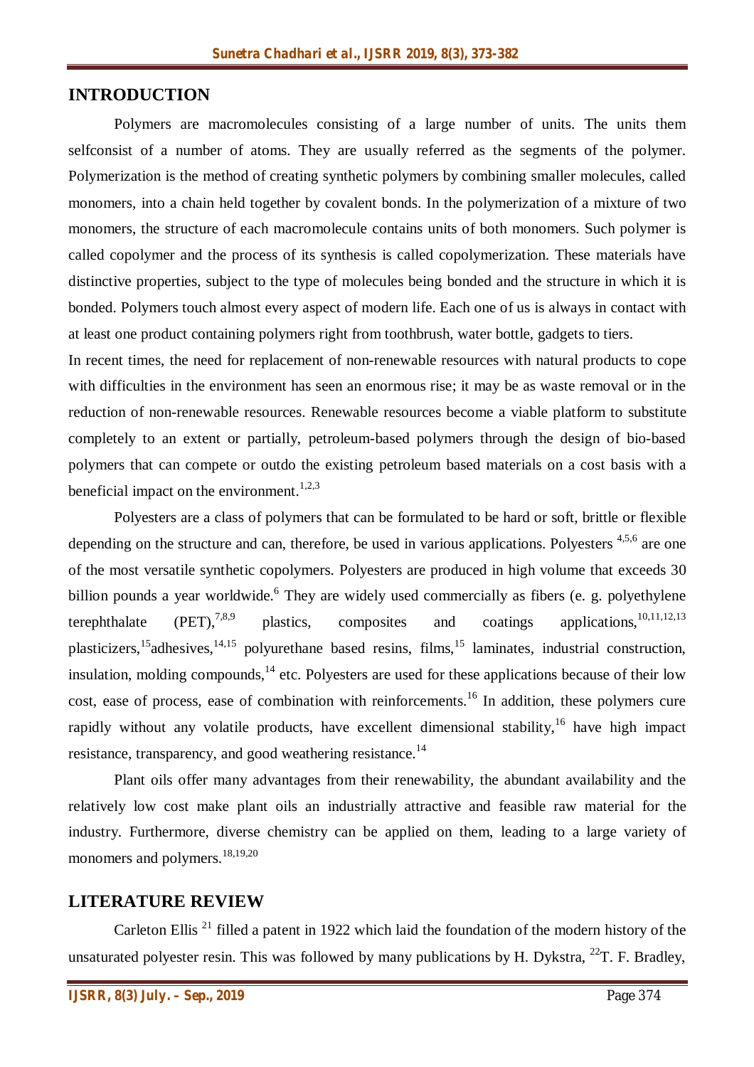## INTRODUCTION

Polymers are macromolecules consisting of a large number of units. The units them selfconsist of a number of atoms. They are usually referred as the segments of the polymer. Polymerization is the method of creating synthetic polymers by combining smaller molecules, called monomers, into a chain held together by covalent bonds. In the polymerization of a mixture of two monomers, the structure of each macromolecule contains units of both monomers. Such polymer is called copolymer and the process of its synthesis is called copolymerization. These materials have distinctive properties, subject to the type of molecules being bonded and the structure in which it is bonded. Polymers touch almost every aspect of modern life. Each one of us is always in contact with at least one product containing polymers right from toothbrush, water bottle, gadgets to tiers.

In recent times, the need for replacement of non-renewable resources with natural products to cope with difficulties in the environment has seen an enormous rise; it may be as waste removal or in the reduction of non-renewable resources. Renewable resources become a viable platform to substitute completely to an extent or partially, petroleum-based polymers through the design of bio-based polymers that can compete or outdo the existing petroleum based materials on a cost basis with a beneficial impact on the environment.[1,2,3]

Polyesters are a class of polymers that can be formulated to be hard or soft, brittle or flexible depending on the structure and can, therefore, be used in various applications. Polyesters [4,5,6] are one of the most versatile synthetic copolymers. Polyesters are produced in high volume that exceeds 30 billion pounds a year worldwide.[6] They are widely used commercially as fibers (e. g. polyethylene terephthalate (PET),[7,8,9] plastics, composites and coatings applications,[10,11,12,13] plasticizers,[15]adhesives,[14,15] polyurethane based resins, films,[15] laminates, industrial construction, insulation, molding compounds,[14] etc. Polyesters are used for these applications because of their low cost, ease of process, ease of combination with reinforcements.[16] In addition, these polymers cure rapidly without any volatile products, have excellent dimensional stability,[16] have high impact resistance, transparency, and good weathering resistance.[14]

Plant oils offer many advantages from their renewability, the abundant availability and the relatively low cost make plant oils an industrially attractive and feasible raw material for the industry. Furthermore, diverse chemistry can be applied on them, leading to a large variety of monomers and polymers.[18,19,20]

## LITERATURE REVIEW

Carleton Ellis [21] filled a patent in 1922 which laid the foundation of the modern history of the unsaturated polyester resin. This was followed by many publications by H. Dykstra, [22]T. F. Bradley,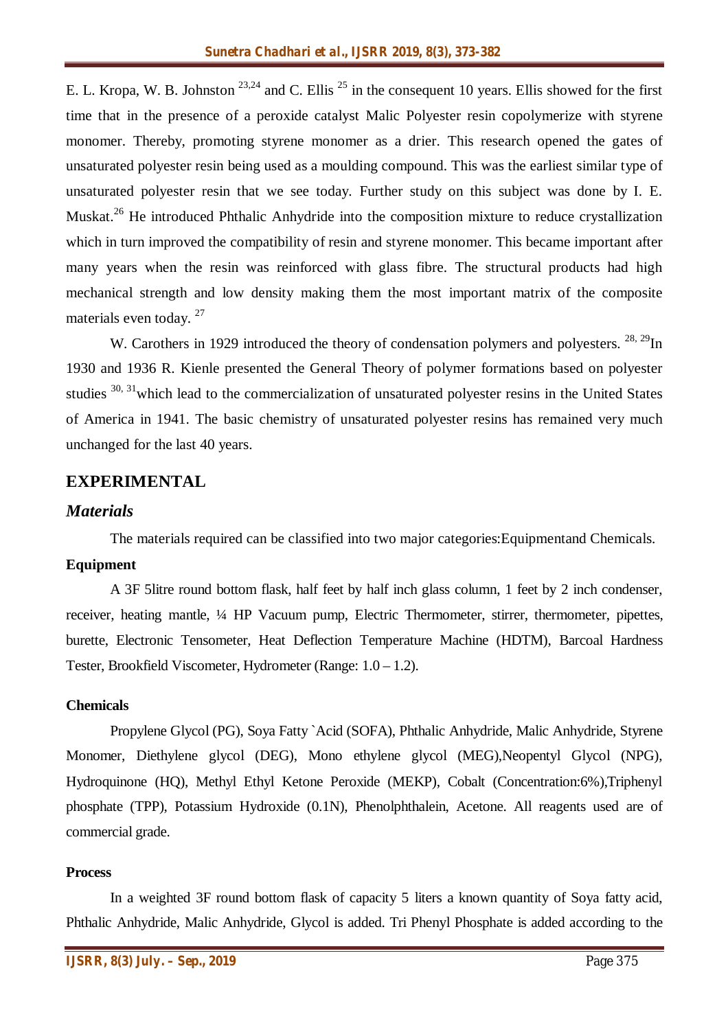E. L. Kropa, W. B. Johnston [23,24] and C. Ellis [25] in the consequent 10 years. Ellis showed for the first time that in the presence of a peroxide catalyst Malic Polyester resin copolymerize with styrene monomer. Thereby, promoting styrene monomer as a drier. This research opened the gates of unsaturated polyester resin being used as a moulding compound. This was the earliest similar type of unsaturated polyester resin that we see today. Further study on this subject was done by I. E. Muskat.[26] He introduced Phthalic Anhydride into the composition mixture to reduce crystallization which in turn improved the compatibility of resin and styrene monomer. This became important after many years when the resin was reinforced with glass fibre. The structural products had high mechanical strength and low density making them the most important matrix of the composite materials even today. [27]

W. Carothers in 1929 introduced the theory of condensation polymers and polyesters. [28, 29]In 1930 and 1936 R. Kienle presented the General Theory of polymer formations based on polyester studies [30, 31]which lead to the commercialization of unsaturated polyester resins in the United States of America in 1941. The basic chemistry of unsaturated polyester resins has remained very much unchanged for the last 40 years.

## EXPERIMENTAL

### *Materials*

The materials required can be classified into two major categories:Equipmentand Chemicals.

#### Equipment

A 3F 5litre round bottom flask, half feet by half inch glass column, 1 feet by 2 inch condenser, receiver, heating mantle, ¼ HP Vacuum pump, Electric Thermometer, stirrer, thermometer, pipettes, burette, Electronic Tensometer, Heat Deflection Temperature Machine (HDTM), Barcoal Hardness Tester, Brookfield Viscometer, Hydrometer (Range: 1.0 – 1.2).

#### Chemicals

Propylene Glycol (PG), Soya Fatty `Acid (SOFA), Phthalic Anhydride, Malic Anhydride, Styrene Monomer, Diethylene glycol (DEG), Mono ethylene glycol (MEG),Neopentyl Glycol (NPG), Hydroquinone (HQ), Methyl Ethyl Ketone Peroxide (MEKP), Cobalt (Concentration:6%),Triphenyl phosphate (TPP), Potassium Hydroxide (0.1N), Phenolphthalein, Acetone. All reagents used are of commercial grade.

#### Process

In a weighted 3F round bottom flask of capacity 5 liters a known quantity of Soya fatty acid, Phthalic Anhydride, Malic Anhydride, Glycol is added. Tri Phenyl Phosphate is added according to the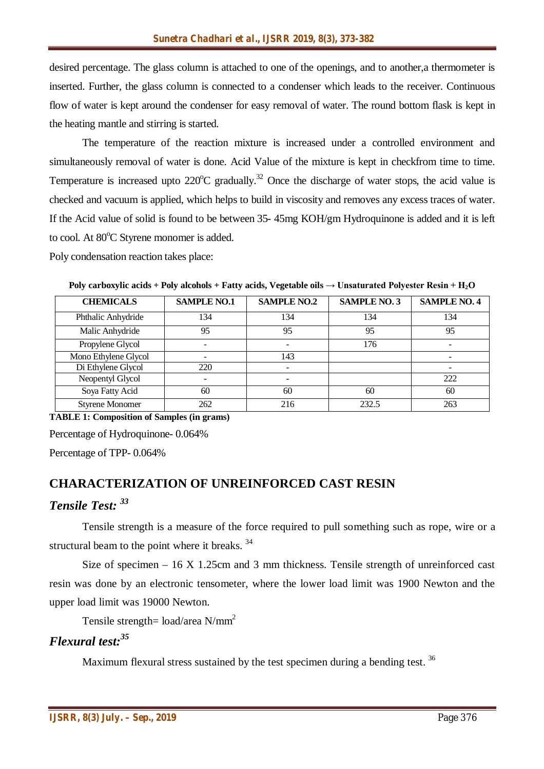desired percentage. The glass column is attached to one of the openings, and to another,a thermometer is inserted. Further, the glass column is connected to a condenser which leads to the receiver. Continuous flow of water is kept around the condenser for easy removal of water. The round bottom flask is kept in the heating mantle and stirring is started.

The temperature of the reaction mixture is increased under a controlled environment and simultaneously removal of water is done. Acid Value of the mixture is kept in checkfrom time to time. Temperature is increased upto 220$^{o}$C gradually.[32] Once the discharge of water stops, the acid value is checked and vacuum is applied, which helps to build in viscosity and removes any excess traces of water. If the Acid value of solid is found to be between 35- 45mg KOH/gm Hydroquinone is added and it is left to cool. At 80$^{o}$C Styrene monomer is added.

Poly condensation reaction takes place:

**Poly carboxylic acids + Poly alcohols + Fatty acids, Vegetable oils → Unsaturated Polyester Resin + $H_2O$**

| CHEMICALS | SAMPLE NO.1 | SAMPLE NO.2 | SAMPLE NO. 3 | SAMPLE NO. 4 |
|---|---|---|---|---|
| Phthalic Anhydride | 134 | 134 | 134 | 134 |
| Malic Anhydride | 95 | 95 | 95 | 95 |
| Propylene Glycol | - | - | 176 | - |
| Mono Ethylene Glycol | - | 143 | | - |
| Di Ethylene Glycol | 220 | - | | - |
| Neopentyl Glycol | - | - | | 222 |
| Soya Fatty Acid | 60 | 60 | 60 | 60 |
| Styrene Monomer | 262 | 216 | 232.5 | 263 |

**TABLE 1: Composition of Samples (in grams)**

Percentage of Hydroquinone- 0.064%

Percentage of TPP- 0.064%

## CHARACTERIZATION OF UNREINFORCED CAST RESIN

### *Tensile Test:* [33]

Tensile strength is a measure of the force required to pull something such as rope, wire or a structural beam to the point where it breaks. [34]

Size of specimen – 16 X 1.25cm and 3 mm thickness. Tensile strength of unreinforced cast resin was done by an electronic tensometer, where the lower load limit was 1900 Newton and the upper load limit was 19000 Newton.

Tensile strength= load/area N/mm$^2$

### *Flexural test:* [35]

Maximum flexural stress sustained by the test specimen during a bending test. [36]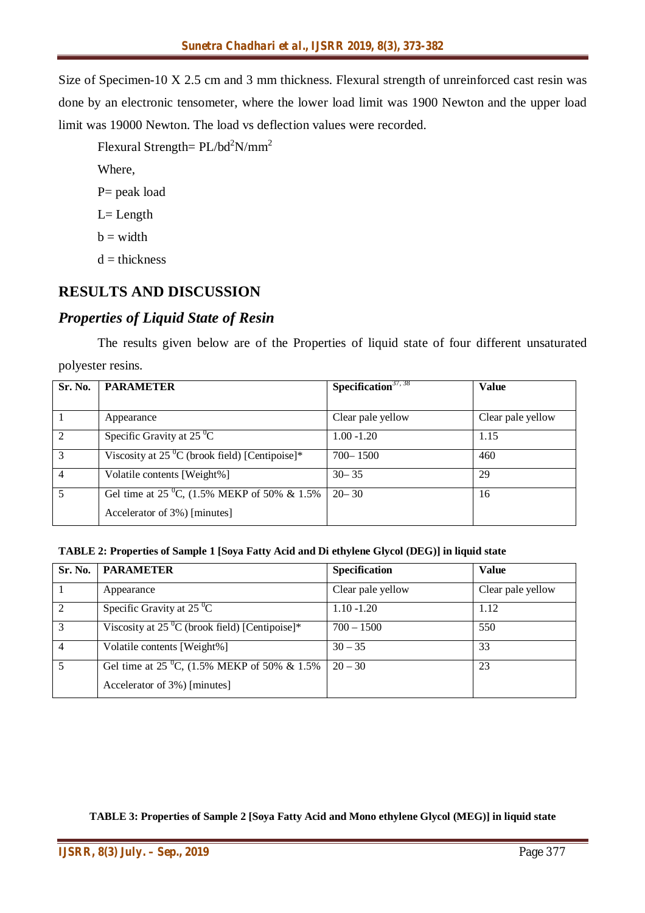Size of Specimen-10 X 2.5 cm and 3 mm thickness. Flexural strength of unreinforced cast resin was done by an electronic tensometer, where the lower load limit was 1900 Newton and the upper load limit was 19000 Newton. The load vs deflection values were recorded.

Flexural Strength= $PL/bd^2 N/mm^2$

Where,

P= peak load

L= Length

b = width

d = thickness

## RESULTS AND DISCUSSION

### *Properties of Liquid State of Resin*

The results given below are of the Properties of liquid state of four different unsaturated polyester resins.

| Sr. No. | PARAMETER | Specification[37, 38] | Value |
|---|---|---|---|
| 1 | Appearance | Clear pale yellow | Clear pale yellow |
| 2 | Specific Gravity at 25 $^0$C | 1.00 -1.20 | 1.15 |
| 3 | Viscosity at 25 $^0$C (brook field) [Centipoise]* | 700– 1500 | 460 |
| 4 | Volatile contents [Weight%] | 30– 35 | 29 |
| 5 | Gel time at 25 $^0$C, (1.5% MEKP of 50% & 1.5% Accelerator of 3%) [minutes] | 20– 30 | 16 |

**TABLE 2: Properties of Sample 1 [Soya Fatty Acid and Di ethylene Glycol (DEG)] in liquid state**

| Sr. No. | PARAMETER | Specification | Value |
|---|---|---|---|
| 1 | Appearance | Clear pale yellow | Clear pale yellow |
| 2 | Specific Gravity at 25 $^0$C | 1.10 -1.20 | 1.12 |
| 3 | Viscosity at 25 $^0$C (brook field) [Centipoise]* | 700 – 1500 | 550 |
| 4 | Volatile contents [Weight%] | 30 – 35 | 33 |
| 5 | Gel time at 25 $^0$C, (1.5% MEKP of 50% & 1.5% Accelerator of 3%) [minutes] | 20 – 30 | 23 |

**TABLE 3: Properties of Sample 2 [Soya Fatty Acid and Mono ethylene Glycol (MEG)] in liquid state**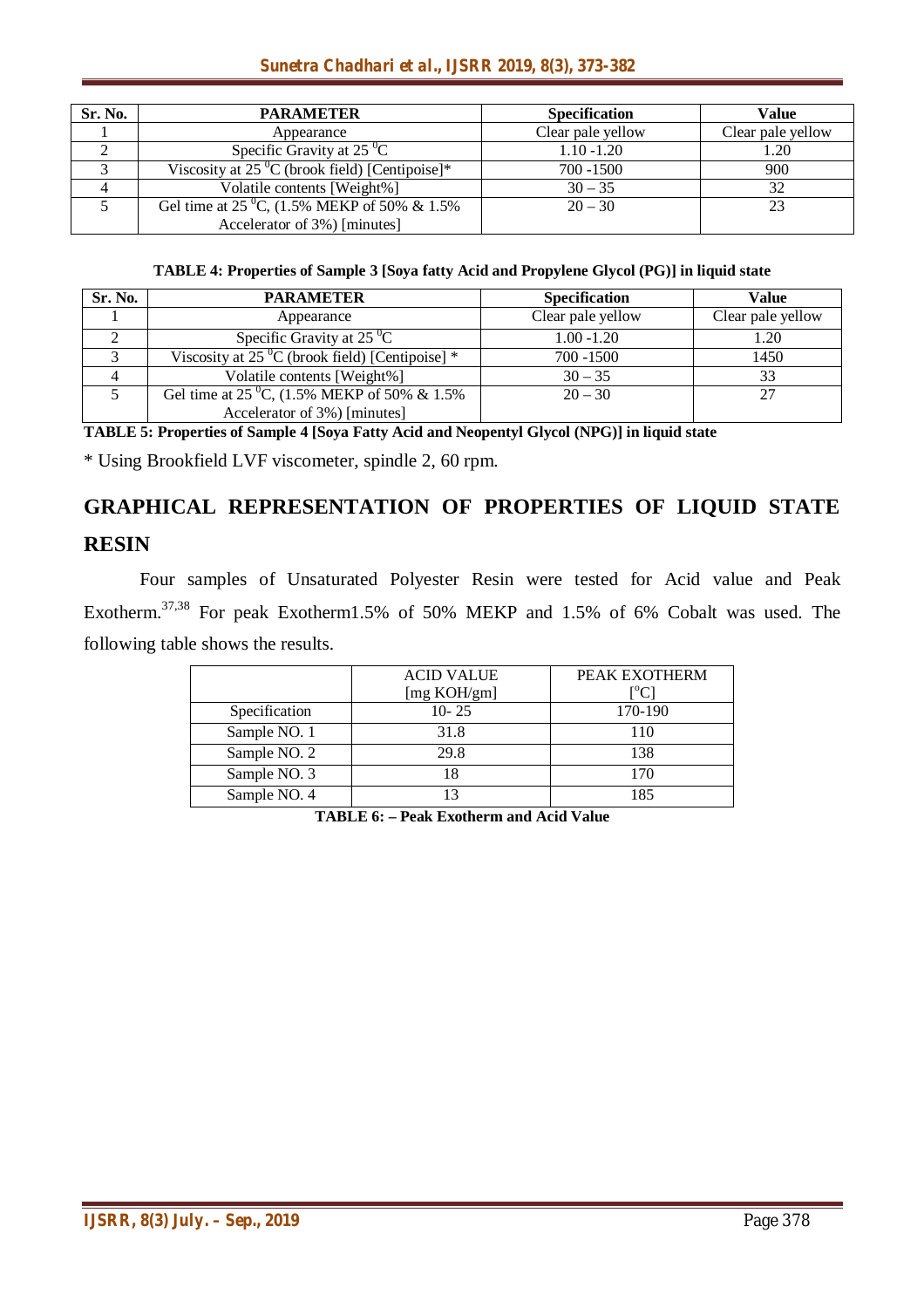| Sr. No. | PARAMETER | Specification | Value |
|---|---|---|---|
| 1 | Appearance | Clear pale yellow | Clear pale yellow |
| 2 | Specific Gravity at 25 $^0$C | 1.10 -1.20 | 1.20 |
| 3 | Viscosity at 25 $^0$C (brook field) [Centipoise]* | 700 -1500 | 900 |
| 4 | Volatile contents [Weight%] | 30 – 35 | 32 |
| 5 | Gel time at 25 $^0$C, (1.5% MEKP of 50% & 1.5% Accelerator of 3%) [minutes] | 20 – 30 | 23 |

**TABLE 4: Properties of Sample 3 [Soya fatty Acid and Propylene Glycol (PG)] in liquid state**

| Sr. No. | PARAMETER | Specification | Value |
|---|---|---|---|
| 1 | Appearance | Clear pale yellow | Clear pale yellow |
| 2 | Specific Gravity at 25 $^0$C | 1.00 -1.20 | 1.20 |
| 3 | Viscosity at 25 $^0$C (brook field) [Centipoise] * | 700 -1500 | 1450 |
| 4 | Volatile contents [Weight%] | 30 – 35 | 33 |
| 5 | Gel time at 25 $^0$C, (1.5% MEKP of 50% & 1.5% Accelerator of 3%) [minutes] | 20 – 30 | 27 |

**TABLE 5: Properties of Sample 4 [Soya Fatty Acid and Neopentyl Glycol (NPG)] in liquid state**

* Using Brookfield LVF viscometer, spindle 2, 60 rpm.

## GRAPHICAL REPRESENTATION OF PROPERTIES OF LIQUID STATE RESIN

Four samples of Unsaturated Polyester Resin were tested for Acid value and Peak Exotherm.[37,38] For peak Exotherm1.5% of 50% MEKP and 1.5% of 6% Cobalt was used. The following table shows the results.

| | ACID VALUE [mg KOH/gm] | PEAK EXOTHERM [$^o$C] |
|---|---|---|
| Specification | 10- 25 | 170-190 |
| Sample NO. 1 | 31.8 | 110 |
| Sample NO. 2 | 29.8 | 138 |
| Sample NO. 3 | 18 | 170 |
| Sample NO. 4 | 13 | 185 |

**TABLE 6: – Peak Exotherm and Acid Value**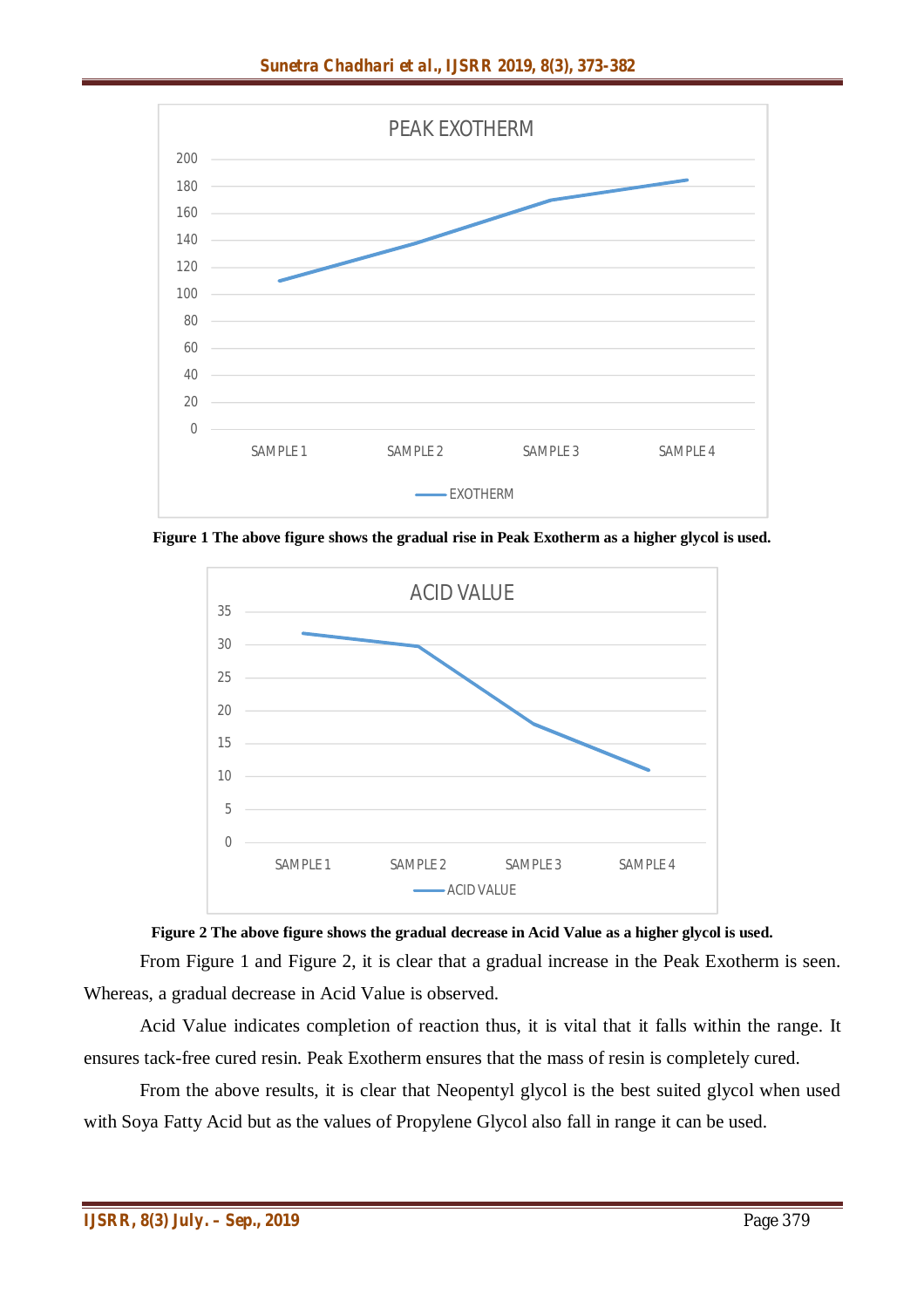PEAK EXOTHERM

200
180
160
140
120
100
80
60
40
20
0

SAMPLE 1
SAMPLE 2
SAMPLE 3
SAMPLE 4

EXOTHERM

**Figure 1 The above figure shows the gradual rise in Peak Exotherm as a higher glycol is used.**

ACID VALUE

35
30
25
20
15
10
5
0

SAMPLE 1
SAMPLE 2
SAMPLE 3
SAMPLE 4

ACID VALUE

**Figure 2 The above figure shows the gradual decrease in Acid Value as a higher glycol is used.**

From Figure 1 and Figure 2, it is clear that a gradual increase in the Peak Exotherm is seen. Whereas, a gradual decrease in Acid Value is observed.

Acid Value indicates completion of reaction thus, it is vital that it falls within the range. It ensures tack-free cured resin. Peak Exotherm ensures that the mass of resin is completely cured.

From the above results, it is clear that Neopentyl glycol is the best suited glycol when used with Soya Fatty Acid but as the values of Propylene Glycol also fall in range it can be used.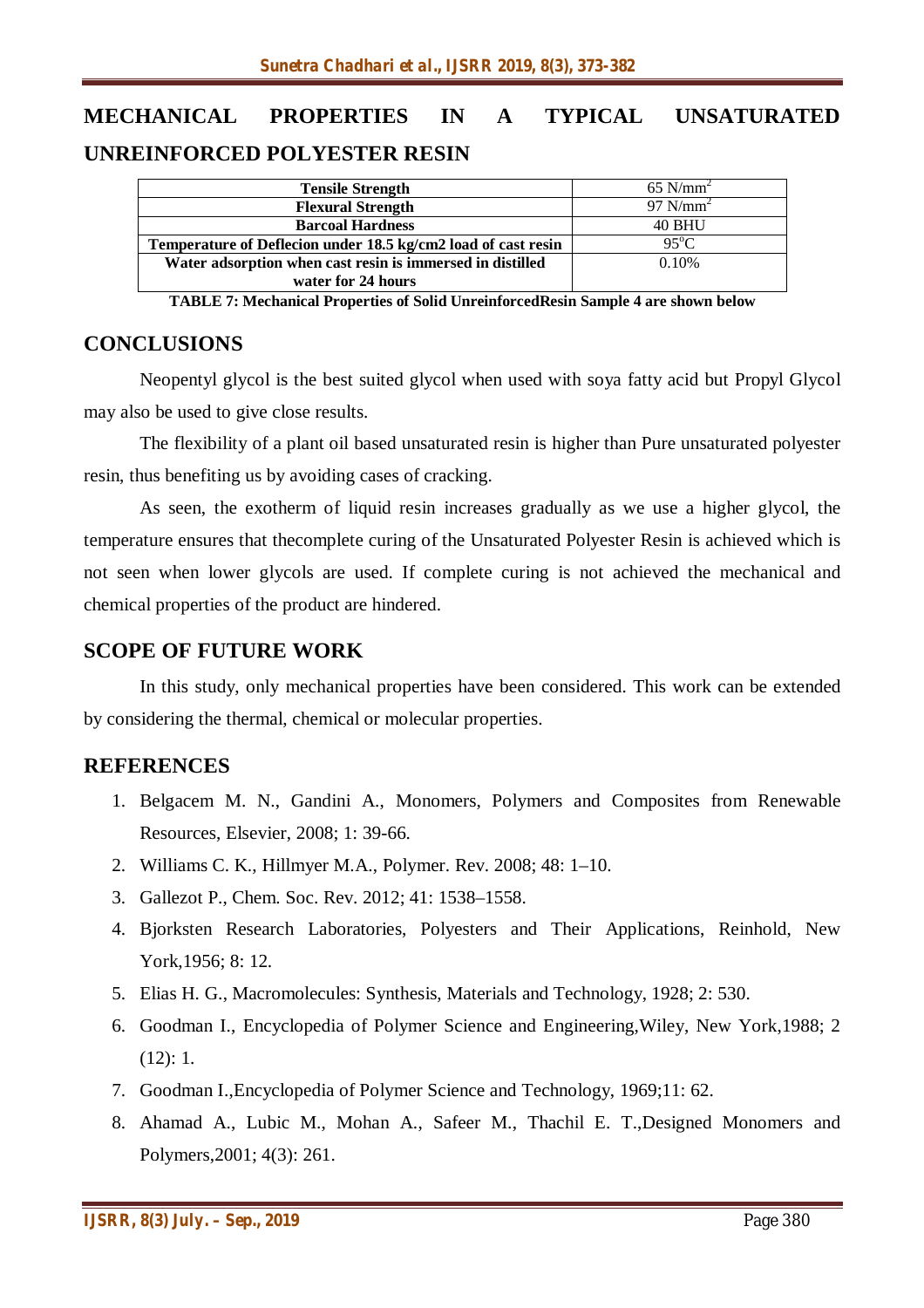## MECHANICAL PROPERTIES IN A TYPICAL UNSATURATED UNREINFORCED POLYESTER RESIN

| | |
|---|---|
| **Tensile Strength** | 65 $N/mm^2$ |
| **Flexural Strength** | 97 $N/mm^2$ |
| **Barcoal Hardness** | 40 BHU |
| **Temperature of Deflecion under 18.5 kg/cm2 load of cast resin** | 95°C |
| **Water adsorption when cast resin is immersed in distilled water for 24 hours** | 0.10% |

**TABLE 7: Mechanical Properties of Solid UnreinforcedResin Sample 4 are shown below**

## CONCLUSIONS

Neopentyl glycol is the best suited glycol when used with soya fatty acid but Propyl Glycol may also be used to give close results.

The flexibility of a plant oil based unsaturated resin is higher than Pure unsaturated polyester resin, thus benefiting us by avoiding cases of cracking.

As seen, the exotherm of liquid resin increases gradually as we use a higher glycol, the temperature ensures that thecomplete curing of the Unsaturated Polyester Resin is achieved which is not seen when lower glycols are used. If complete curing is not achieved the mechanical and chemical properties of the product are hindered.

## SCOPE OF FUTURE WORK

In this study, only mechanical properties have been considered. This work can be extended by considering the thermal, chemical or molecular properties.

## REFERENCES

1. Belgacem M. N., Gandini A., Monomers, Polymers and Composites from Renewable Resources, Elsevier, 2008; 1: 39-66.
2. Williams C. K., Hillmyer M.A., Polymer. Rev. 2008; 48: 1–10.
3. Gallezot P., Chem. Soc. Rev. 2012; 41: 1538–1558.
4. Bjorksten Research Laboratories, Polyesters and Their Applications, Reinhold, New York,1956; 8: 12.
5. Elias H. G., Macromolecules: Synthesis, Materials and Technology, 1928; 2: 530.
6. Goodman I., Encyclopedia of Polymer Science and Engineering,Wiley, New York,1988; 2 (12): 1.
7. Goodman I.,Encyclopedia of Polymer Science and Technology, 1969;11: 62.
8. Ahamad A., Lubic M., Mohan A., Safeer M., Thachil E. T.,Designed Monomers and Polymers,2001; 4(3): 261.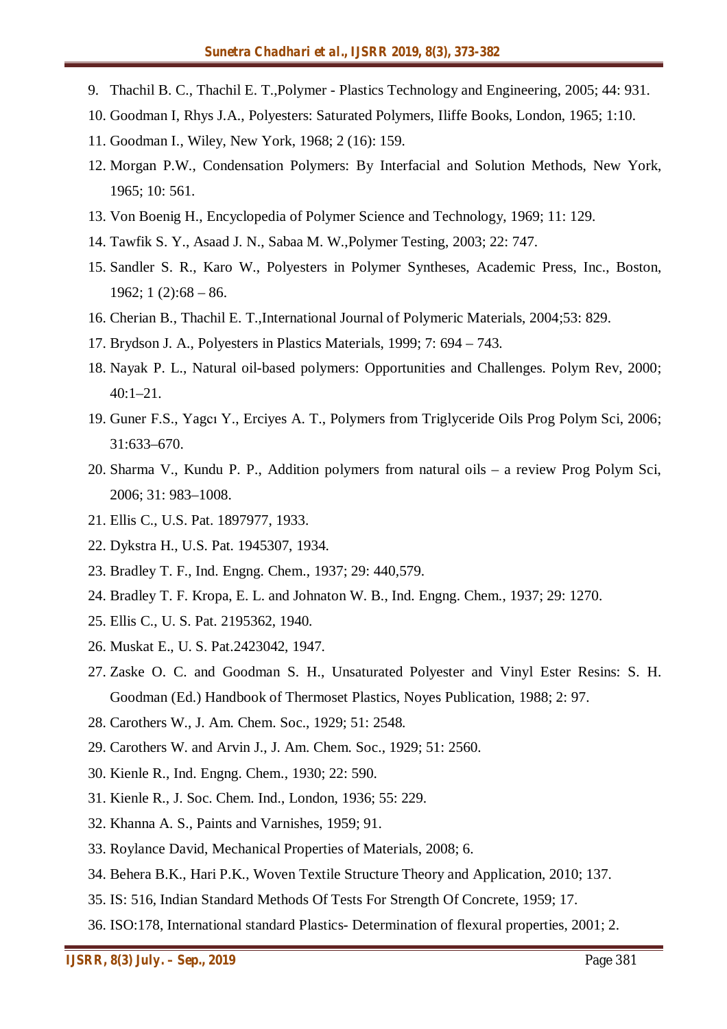9. Thachil B. C., Thachil E. T.,Polymer - Plastics Technology and Engineering, 2005; 44: 931.
10. Goodman I, Rhys J.A., Polyesters: Saturated Polymers, Iliffe Books, London, 1965; 1:10.
11. Goodman I., Wiley, New York, 1968; 2 (16): 159.
12. Morgan P.W., Condensation Polymers: By Interfacial and Solution Methods, New York, 1965; 10: 561.
13. Von Boenig H., Encyclopedia of Polymer Science and Technology, 1969; 11: 129.
14. Tawfik S. Y., Asaad J. N., Sabaa M. W.,Polymer Testing, 2003; 22: 747.
15. Sandler S. R., Karo W., Polyesters in Polymer Syntheses, Academic Press, Inc., Boston, 1962; 1 (2):68 – 86.
16. Cherian B., Thachil E. T.,International Journal of Polymeric Materials, 2004;53: 829.
17. Brydson J. A., Polyesters in Plastics Materials, 1999; 7: 694 – 743.
18. Nayak P. L., Natural oil-based polymers: Opportunities and Challenges. Polym Rev, 2000; 40:1–21.
19. Guner F.S., Yagcı Y., Erciyes A. T., Polymers from Triglyceride Oils Prog Polym Sci, 2006; 31:633–670.
20. Sharma V., Kundu P. P., Addition polymers from natural oils – a review Prog Polym Sci, 2006; 31: 983–1008.
21. Ellis C., U.S. Pat. 1897977, 1933.
22. Dykstra H., U.S. Pat. 1945307, 1934.
23. Bradley T. F., Ind. Engng. Chem., 1937; 29: 440,579.
24. Bradley T. F. Kropa, E. L. and Johnaton W. B., Ind. Engng. Chem., 1937; 29: 1270.
25. Ellis C., U. S. Pat. 2195362, 1940.
26. Muskat E., U. S. Pat.2423042, 1947.
27. Zaske O. C. and Goodman S. H., Unsaturated Polyester and Vinyl Ester Resins: S. H. Goodman (Ed.) Handbook of Thermoset Plastics, Noyes Publication, 1988; 2: 97.
28. Carothers W., J. Am. Chem. Soc., 1929; 51: 2548.
29. Carothers W. and Arvin J., J. Am. Chem. Soc., 1929; 51: 2560.
30. Kienle R., Ind. Engng. Chem., 1930; 22: 590.
31. Kienle R., J. Soc. Chem. Ind., London, 1936; 55: 229.
32. Khanna A. S., Paints and Varnishes, 1959; 91.
33. Roylance David, Mechanical Properties of Materials, 2008; 6.
34. Behera B.K., Hari P.K., Woven Textile Structure Theory and Application, 2010; 137.
35. IS: 516, Indian Standard Methods Of Tests For Strength Of Concrete, 1959; 17.
36. ISO:178, International standard Plastics- Determination of flexural properties, 2001; 2.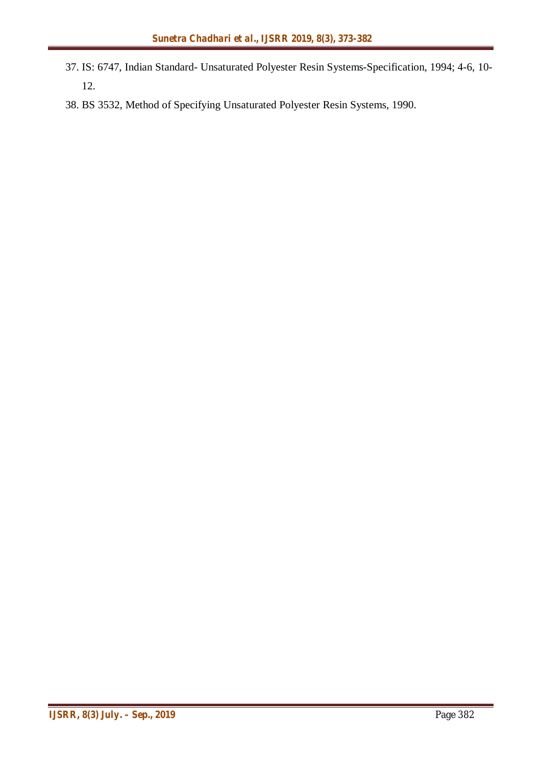37. IS: 6747, Indian Standard- Unsaturated Polyester Resin Systems-Specification, 1994; 4-6, 10-12.
38. BS 3532, Method of Specifying Unsaturated Polyester Resin Systems, 1990.